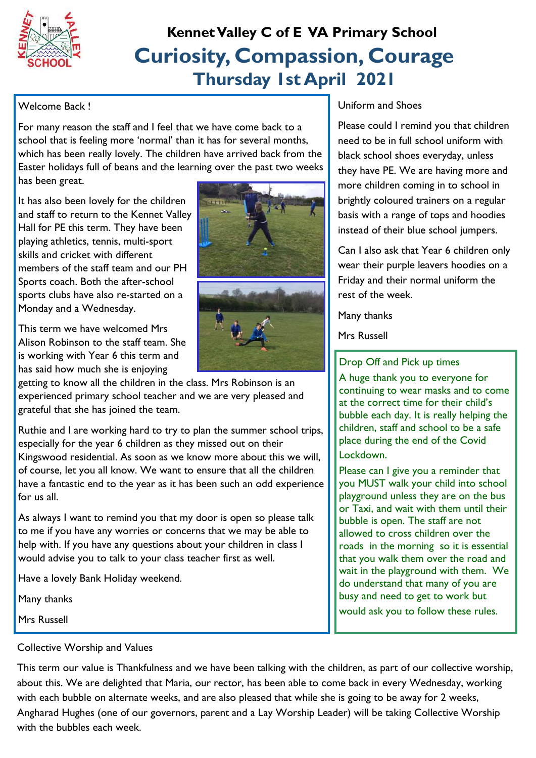# Kennet Valley C of E VA Primary School

## Curiosity, Compassion, Courage

### Thursday 1st April 2021

**Welcome Back !**

For many reason the staff and I feel that we have come back to a school that is feeling more 'normal' than it has for several months, which has been really lovely. The children have arrived back from the Easter holidays full of beans and the learning over the past two weeks has been great.

It has also been lovely for the children and staff to return to the Kennet Valley Hall for PE this term. They have been playing athletics, tennis, multi-sport skills and cricket with different members of the staff team and our PH Sports coach. Both the after-school sports clubs have also re-started on a Monday and a Wednesday.

This term we have welcomed Mrs Alison Robinson to the staff team. She is working with Year 6 this term and has said how much she is enjoying getting to know all the children in the class. Mrs Robinson is an experienced primary school teacher and we are very pleased and grateful that she has joined the team.

Ruthie and I are working hard to try to plan the summer school trips, especially for the year 6 children as they missed out on their Kingswood residential. As soon as we know more about this we will, of course, let you all know. We want to ensure that all the children have a fantastic end to the year as it has been such an odd experience for us all.

As always I want to remind you that my door is open so please talk to me if you have any worries or concerns that we may be able to help with. If you have any questions about your children in class I would advise you to talk to your class teacher first as well.

Have a lovely Bank Holiday weekend.

Many thanks

Mrs Russell

**Uniform and Shoes**

Please could I remind you that children need to be in full school uniform with black school shoes everyday, unless they have PE. We are having more and more children coming in to school in brightly coloured trainers on a regular basis with a range of tops and hoodies instead of their blue school jumpers.

Can I also ask that Year 6 children only wear their purple leavers hoodies on a Friday and their normal uniform the rest of the week.

Many thanks

Mrs Russell

**Drop Off and Pick up times**

A huge thank you to everyone for continuing to wear masks and to come at the correct time for their child's bubble each day. It is really helping the children, staff and school to be a safe place during the end of the Covid Lockdown.

Please can I give you a reminder that you MUST walk your child into school playground unless they are on the bus or Taxi, and wait with them until their bubble is open. The staff are not allowed to cross children over the roads in the morning so it is essential that you walk them over the road and wait in the playground with them. We do understand that many of you are busy and need to get to work but would ask you to follow these rules.

**Collective Worship and Values**

This term our value is Thankfulness and we have been talking with the children, as part of our collective worship, about this. We are delighted that Maria, our rector, has been able to come back in every Wednesday, working with each bubble on alternate weeks, and are also pleased that while she is going to be away for 2 weeks, Angharad Hughes (one of our governors, parent and a Lay Worship Leader) will be taking Collective Worship with the bubbles each week.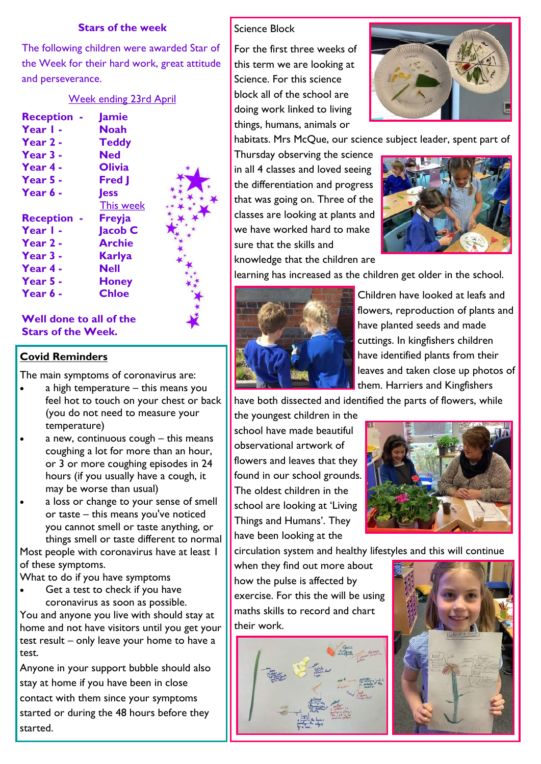## Stars of the week

The following children were awarded Star of the Week for their hard work, great attitude and perseverance.

Week ending 23rd April

| | |
|---|---|
| **Reception -** | **Jamie** |
| **Year 1 -** | **Noah** |
| **Year 2 -** | **Teddy** |
| **Year 3 -** | **Ned** |
| **Year 4 -** | **Olivia** |
| **Year 5 -** | **Fred J** |
| **Year 6 -** | **Jess** |

This week

| | |
|---|---|
| **Reception -** | **Freyja** |
| **Year 1 -** | **Jacob C** |
| **Year 2 -** | **Archie** |
| **Year 3 -** | **Karlya** |
| **Year 4 -** | **Nell** |
| **Year 5 -** | **Honey** |
| **Year 6 -** | **Chloe** |

**Well done to all of the Stars of the Week.**

## Covid Reminders

The main symptoms of coronavirus are:

- a high temperature – this means you feel hot to touch on your chest or back (you do not need to measure your temperature)
- a new, continuous cough – this means coughing a lot for more than an hour, or 3 or more coughing episodes in 24 hours (if you usually have a cough, it may be worse than usual)
- a loss or change to your sense of smell or taste – this means you've noticed you cannot smell or taste anything, or things smell or taste different to normal

Most people with coronavirus have at least 1 of these symptoms.

What to do if you have symptoms

- Get a test to check if you have coronavirus as soon as possible.

You and anyone you live with should stay at home and not have visitors until you get your test result – only leave your home to have a test.

Anyone in your support bubble should also stay at home if you have been in close contact with them since your symptoms started or during the 48 hours before they started.

## Science Block

For the first three weeks of this term we are looking at Science. For this science block all of the school are doing work linked to living things, humans, animals or habitats. Mrs McQue, our science subject leader, spent part of Thursday observing the science in all 4 classes and loved seeing the differentiation and progress that was going on. Three of the classes are looking at plants and we have worked hard to make sure that the skills and knowledge that the children are learning has increased as the children get older in the school.

Children have looked at leafs and flowers, reproduction of plants and have planted seeds and made cuttings. In kingfishers children have identified plants from their leaves and taken close up photos of them. Harriers and Kingfishers have both dissected and identified the parts of flowers, while the youngest children in the school have made beautiful observational artwork of flowers and leaves that they found in our school grounds. The oldest children in the school are looking at 'Living Things and Humans'. They have been looking at the circulation system and healthy lifestyles and this will continue when they find out more about how the pulse is affected by exercise. For this the will be using maths skills to record and chart their work.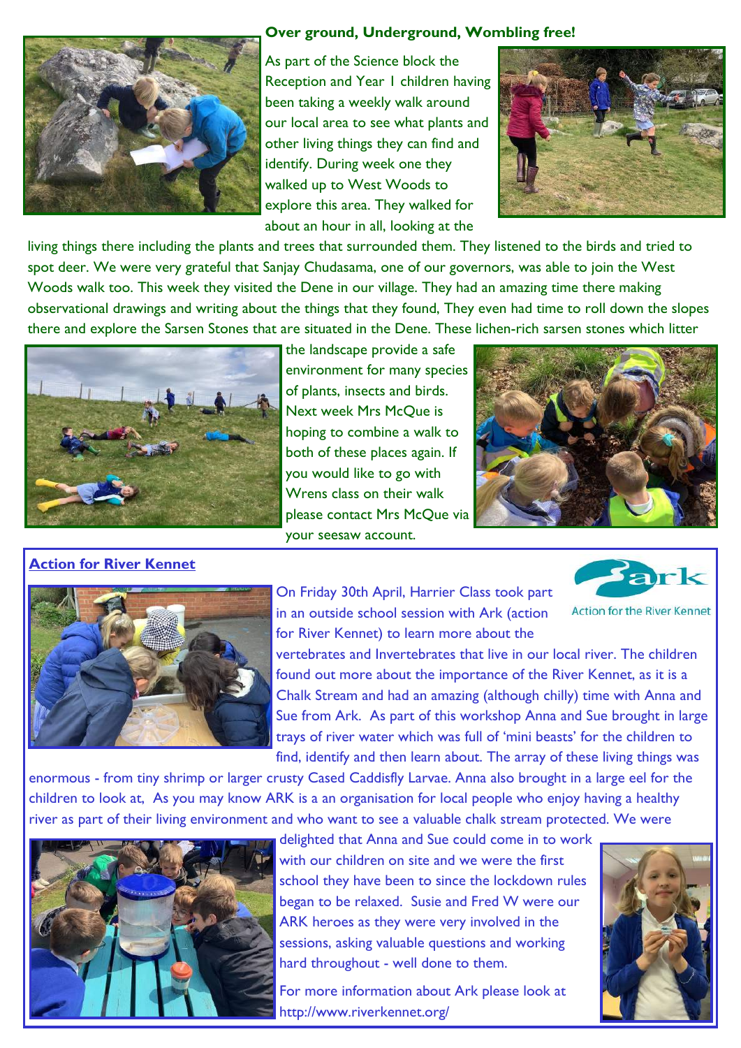## Over ground, Underground, Wombling free!

As part of the Science block the Reception and Year 1 children having been taking a weekly walk around our local area to see what plants and other living things they can find and identify. During week one they walked up to West Woods to explore this area. They walked for about an hour in all, looking at the living things there including the plants and trees that surrounded them. They listened to the birds and tried to spot deer. We were very grateful that Sanjay Chudasama, one of our governors, was able to join the West Woods walk too. This week they visited the Dene in our village. They had an amazing time there making observational drawings and writing about the things that they found, They even had time to roll down the slopes there and explore the Sarsen Stones that are situated in the Dene. These lichen-rich sarsen stones which litter the landscape provide a safe environment for many species of plants, insects and birds. Next week Mrs McQue is hoping to combine a walk to both of these places again. If you would like to go with Wrens class on their walk please contact Mrs McQue via your seesaw account.

## Action for River Kennet

Action for the River Kennet

On Friday 30th April, Harrier Class took part in an outside school session with Ark (action for River Kennet) to learn more about the vertebrates and Invertebrates that live in our local river. The children found out more about the importance of the River Kennet, as it is a Chalk Stream and had an amazing (although chilly) time with Anna and Sue from Ark. As part of this workshop Anna and Sue brought in large trays of river water which was full of 'mini beasts' for the children to find, identify and then learn about. The array of these living things was enormous - from tiny shrimp or larger crusty Cased Caddisfly Larvae. Anna also brought in a large eel for the children to look at, As you may know ARK is a an organisation for local people who enjoy having a healthy river as part of their living environment and who want to see a valuable chalk stream protected. We were delighted that Anna and Sue could come in to work with our children on site and we were the first school they have been to since the lockdown rules began to be relaxed. Susie and Fred W were our ARK heroes as they were very involved in the sessions, asking valuable questions and working hard throughout - well done to them.

For more information about Ark please look at http://www.riverkennet.org/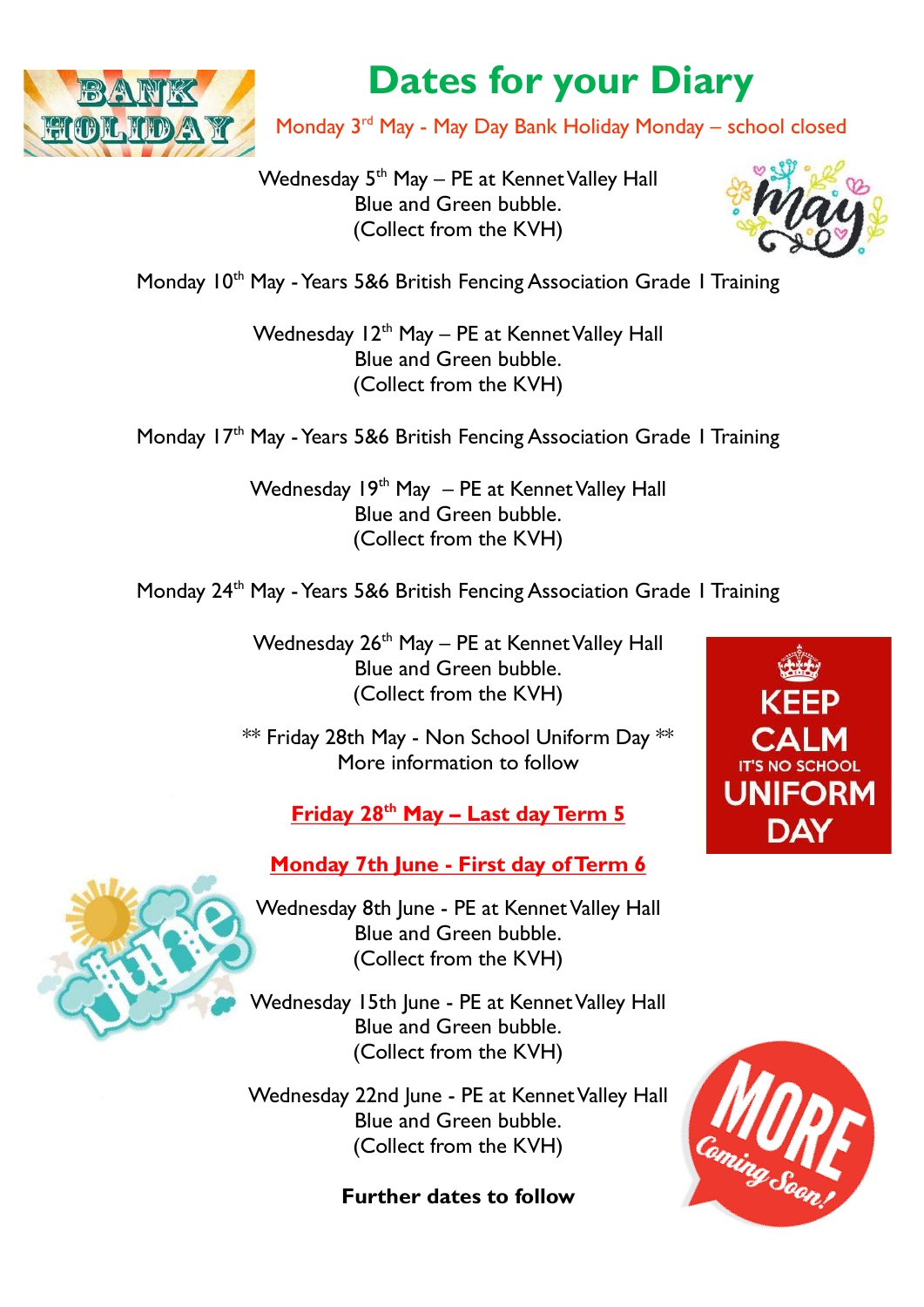# Dates for your Diary

Monday 3rd May - May Day Bank Holiday Monday – school closed

Wednesday 5th May – PE at Kennet Valley Hall
Blue and Green bubble.
(Collect from the KVH)

Monday 10th May - Years 5&6 British Fencing Association Grade 1 Training

Wednesday 12th May – PE at Kennet Valley Hall
Blue and Green bubble.
(Collect from the KVH)

Monday 17th May - Years 5&6 British Fencing Association Grade 1 Training

Wednesday 19th May – PE at Kennet Valley Hall
Blue and Green bubble.
(Collect from the KVH)

Monday 24th May - Years 5&6 British Fencing Association Grade 1 Training

Wednesday 26th May – PE at Kennet Valley Hall
Blue and Green bubble.
(Collect from the KVH)

** Friday 28th May - Non School Uniform Day **
More information to follow

**Friday 28th May – Last day Term 5**

**Monday 7th June - First day of Term 6**

Wednesday 8th June - PE at Kennet Valley Hall
Blue and Green bubble.
(Collect from the KVH)

Wednesday 15th June - PE at Kennet Valley Hall
Blue and Green bubble.
(Collect from the KVH)

Wednesday 22nd June - PE at Kennet Valley Hall
Blue and Green bubble.
(Collect from the KVH)

**Further dates to follow**